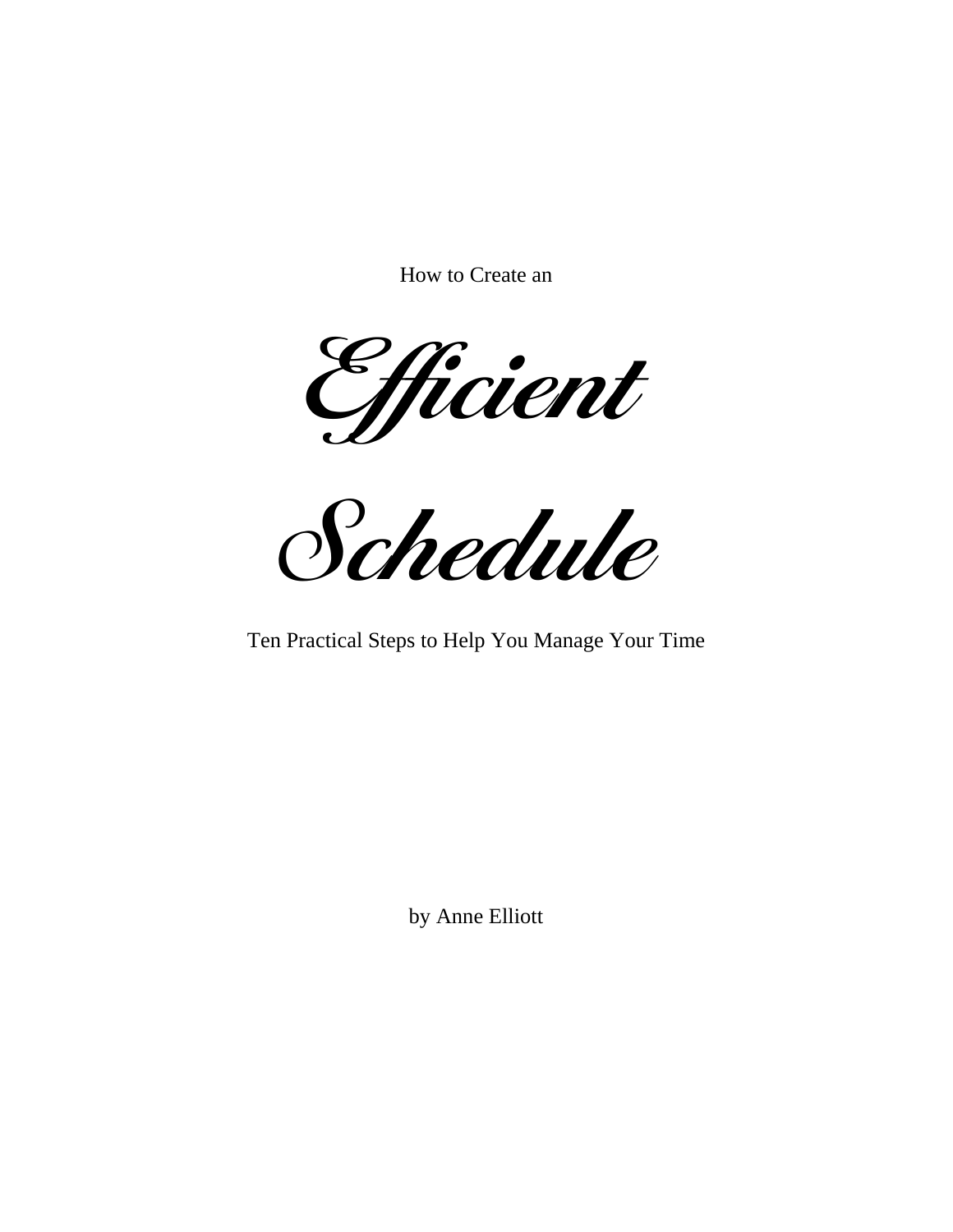How to Create an

# Efficient Schedule

Ten Practical Steps to Help You Manage Your Time

by Anne Elliott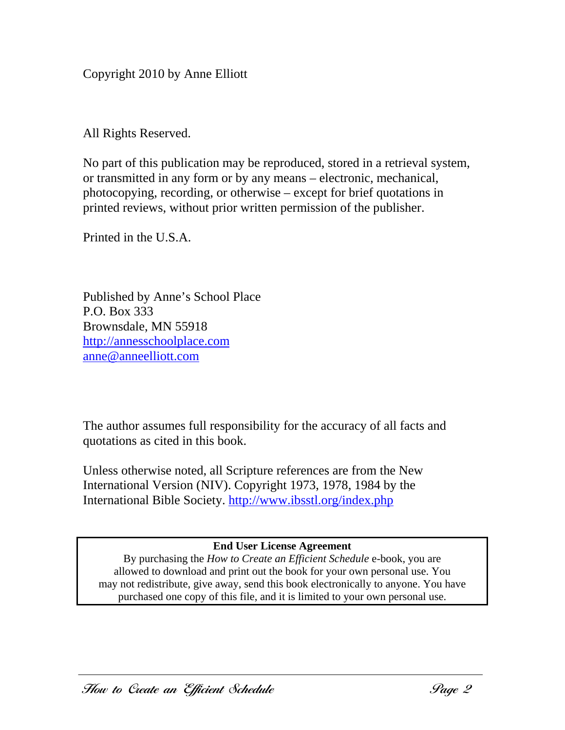Copyright 2010 by Anne Elliott

All Rights Reserved.

No part of this publication may be reproduced, stored in a retrieval system, or transmitted in any form or by any means – electronic, mechanical, photocopying, recording, or otherwise – except for brief quotations in printed reviews, without prior written permission of the publisher.

Printed in the U.S.A.

Published by Anne's School Place
P.O. Box 333
Brownsdale, MN 55918
http://annesschoolplace.com
anne@anneelliott.com

The author assumes full responsibility for the accuracy of all facts and quotations as cited in this book.

Unless otherwise noted, all Scripture references are from the New International Version (NIV). Copyright 1973, 1978, 1984 by the International Bible Society. http://www.ibsstl.org/index.php

**End User License Agreement**

By purchasing the *How to Create an Efficient Schedule* e-book, you are allowed to download and print out the book for your own personal use. You may not redistribute, give away, send this book electronically to anyone. You have purchased one copy of this file, and it is limited to your own personal use.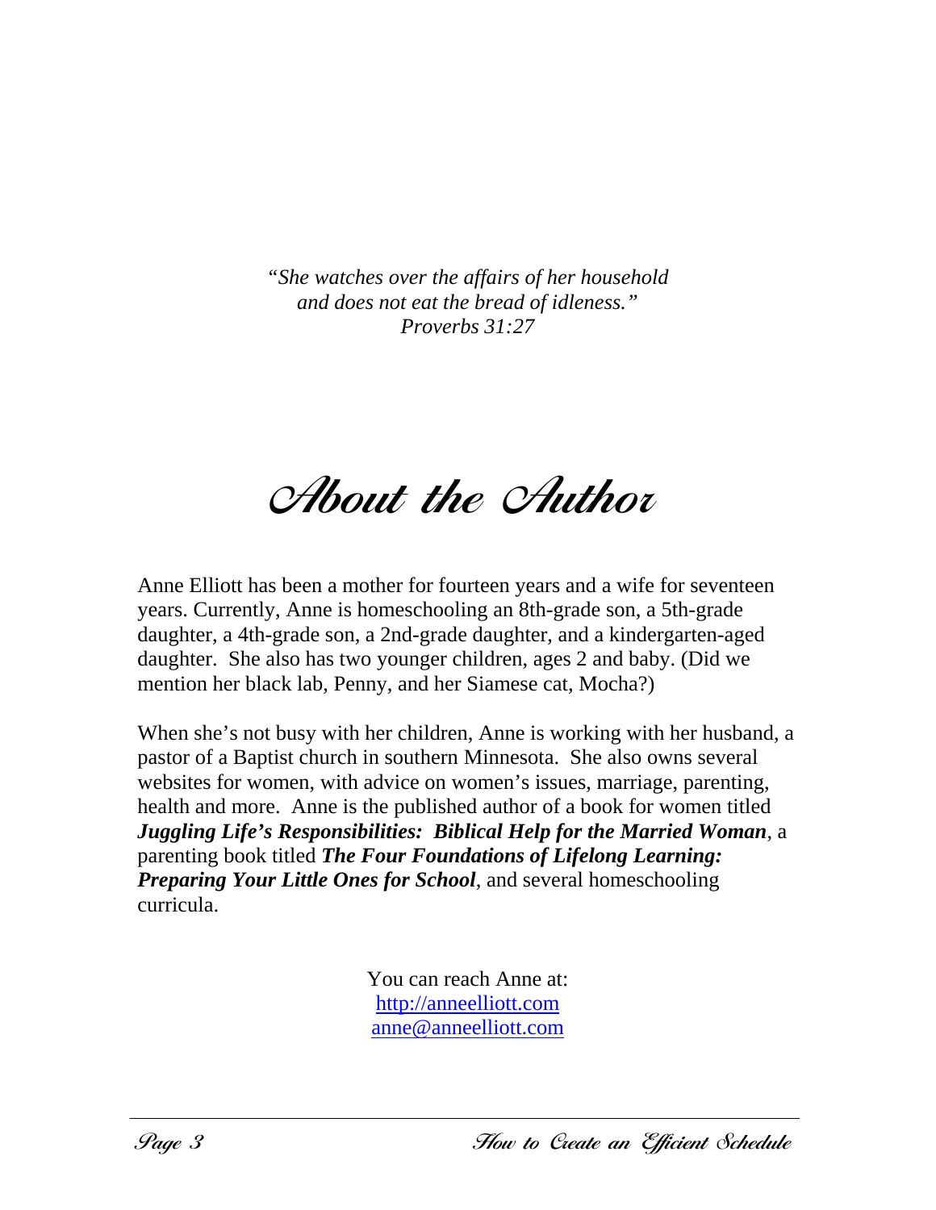*"She watches over the affairs of her household
and does not eat the bread of idleness."
Proverbs 31:27*

# About the Author

Anne Elliott has been a mother for fourteen years and a wife for seventeen years. Currently, Anne is homeschooling an 8th-grade son, a 5th-grade daughter, a 4th-grade son, a 2nd-grade daughter, and a kindergarten-aged daughter. She also has two younger children, ages 2 and baby. (Did we mention her black lab, Penny, and her Siamese cat, Mocha?)

When she's not busy with her children, Anne is working with her husband, a pastor of a Baptist church in southern Minnesota. She also owns several websites for women, with advice on women's issues, marriage, parenting, health and more. Anne is the published author of a book for women titled ***Juggling Life's Responsibilities: Biblical Help for the Married Woman***, a parenting book titled ***The Four Foundations of Lifelong Learning: Preparing Your Little Ones for School***, and several homeschooling curricula.

You can reach Anne at:
[http://anneelliott.com](http://anneelliott.com)
[anne@anneelliott.com](mailto:anne@anneelliott.com)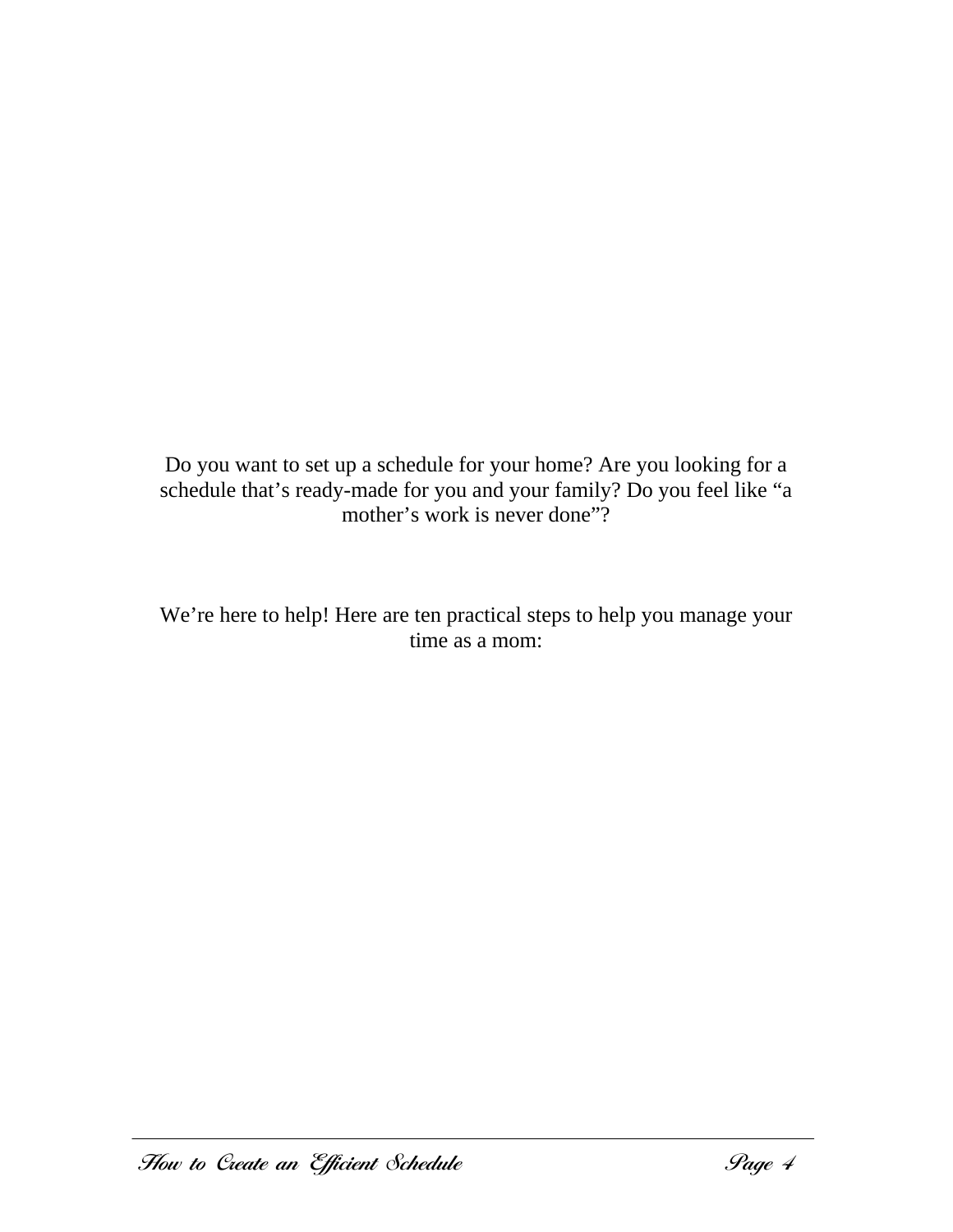Do you want to set up a schedule for your home? Are you looking for a schedule that's ready-made for you and your family? Do you feel like "a mother's work is never done"?

We're here to help! Here are ten practical steps to help you manage your time as a mom: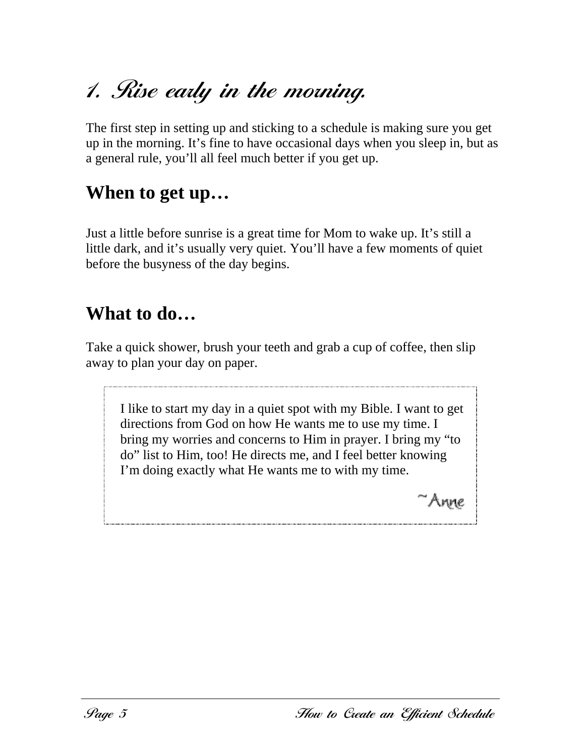# 1. Rise early in the morning.

The first step in setting up and sticking to a schedule is making sure you get up in the morning. It's fine to have occasional days when you sleep in, but as a general rule, you'll all feel much better if you get up.

## When to get up…

Just a little before sunrise is a great time for Mom to wake up. It's still a little dark, and it's usually very quiet. You'll have a few moments of quiet before the busyness of the day begins.

## What to do…

Take a quick shower, brush your teeth and grab a cup of coffee, then slip away to plan your day on paper.

> I like to start my day in a quiet spot with my Bible. I want to get directions from God on how He wants me to use my time. I bring my worries and concerns to Him in prayer. I bring my "to do" list to Him, too! He directs me, and I feel better knowing I'm doing exactly what He wants me to with my time.
>
> ~Anne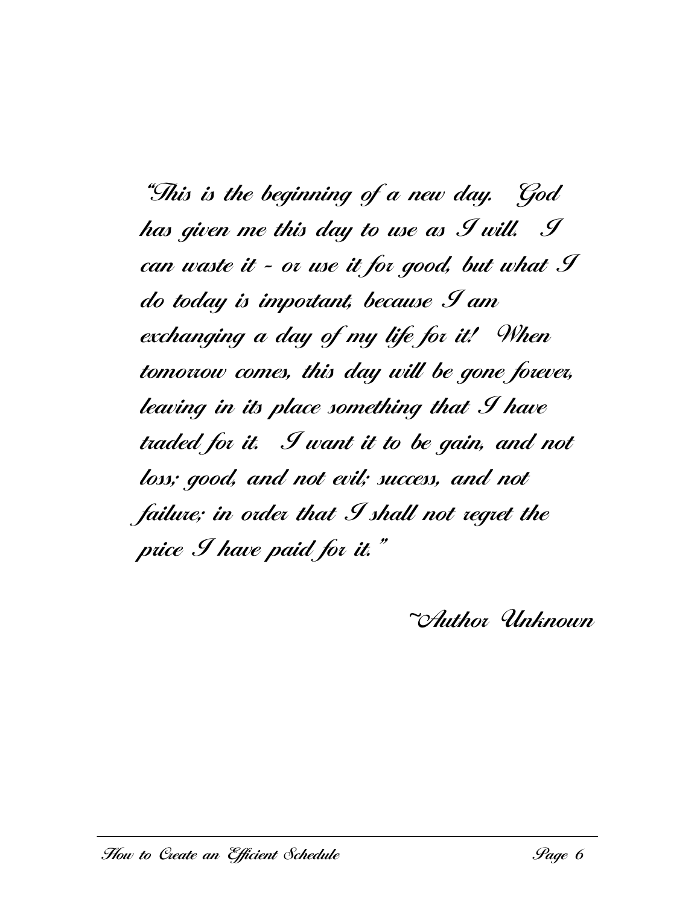*"This is the beginning of a new day. God has given me this day to use as I will. I can waste it - or use it for good, but what I do today is important, because I am exchanging a day of my life for it! When tomorrow comes, this day will be gone forever, leaving in its place something that I have traded for it. I want it to be gain, and not loss; good, and not evil; success, and not failure; in order that I shall not regret the price I have paid for it."*

*~Author Unknown*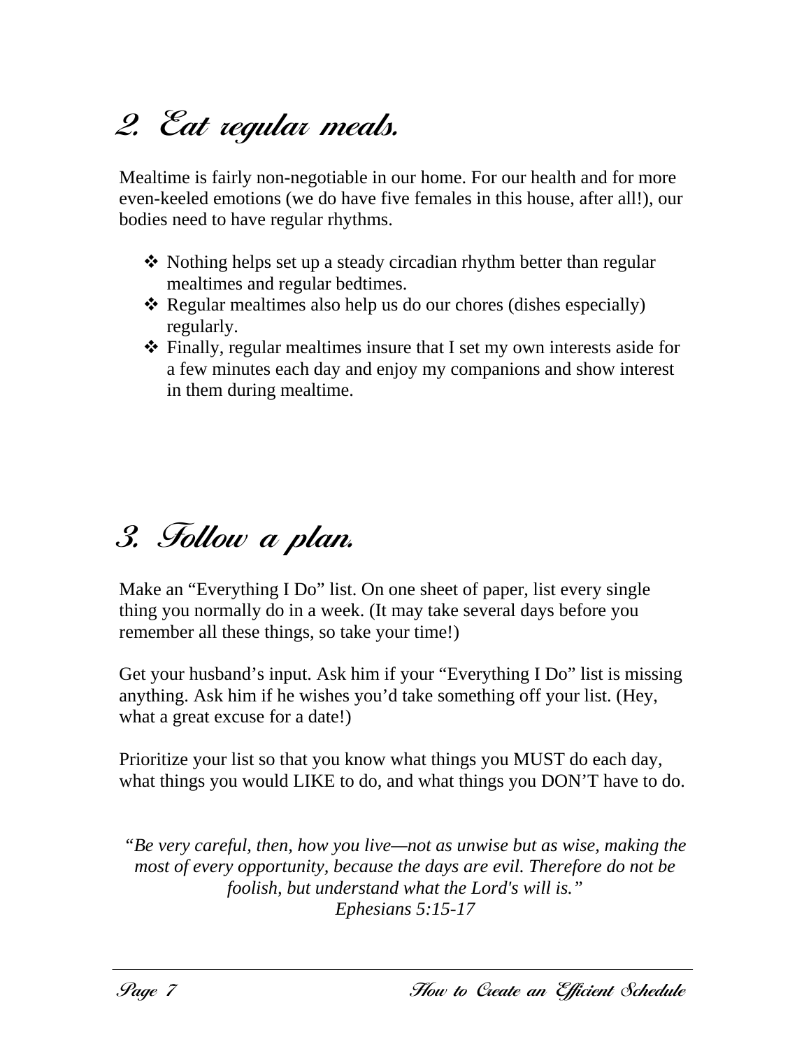## 2. Eat regular meals.

Mealtime is fairly non-negotiable in our home. For our health and for more even-keeled emotions (we do have five females in this house, after all!), our bodies need to have regular rhythms.

- Nothing helps set up a steady circadian rhythm better than regular mealtimes and regular bedtimes.
- Regular mealtimes also help us do our chores (dishes especially) regularly.
- Finally, regular mealtimes insure that I set my own interests aside for a few minutes each day and enjoy my companions and show interest in them during mealtime.

## 3. Follow a plan.

Make an "Everything I Do" list. On one sheet of paper, list every single thing you normally do in a week. (It may take several days before you remember all these things, so take your time!)

Get your husband's input. Ask him if your "Everything I Do" list is missing anything. Ask him if he wishes you'd take something off your list. (Hey, what a great excuse for a date!)

Prioritize your list so that you know what things you MUST do each day, what things you would LIKE to do, and what things you DON'T have to do.

*"Be very careful, then, how you live—not as unwise but as wise, making the most of every opportunity, because the days are evil. Therefore do not be foolish, but understand what the Lord's will is."*
*Ephesians 5:15-17*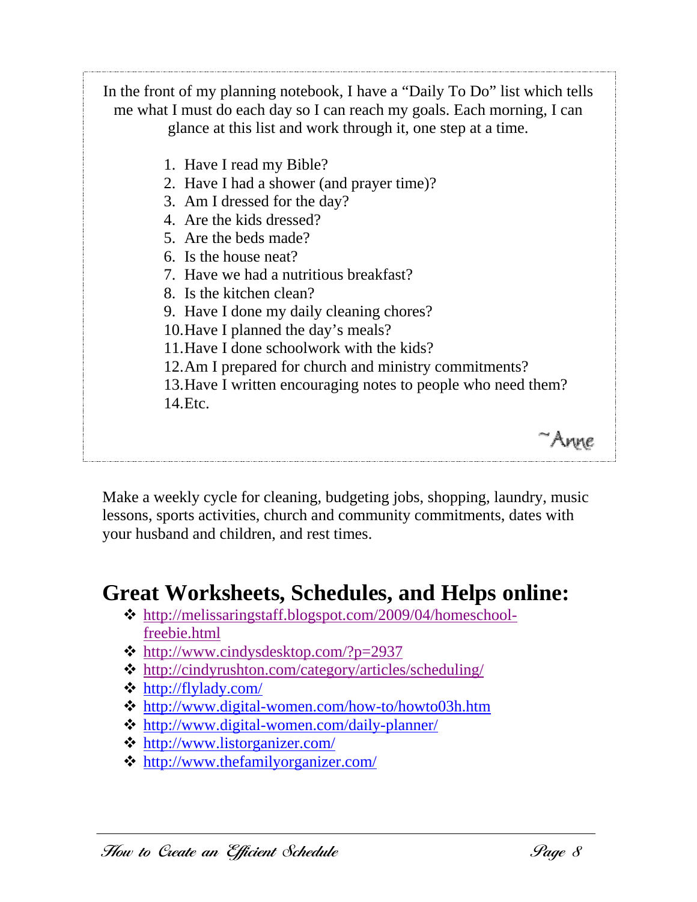In the front of my planning notebook, I have a "Daily To Do" list which tells me what I must do each day so I can reach my goals. Each morning, I can glance at this list and work through it, one step at a time.

1. Have I read my Bible?
2. Have I had a shower (and prayer time)?
3. Am I dressed for the day?
4. Are the kids dressed?
5. Are the beds made?
6. Is the house neat?
7. Have we had a nutritious breakfast?
8. Is the kitchen clean?
9. Have I done my daily cleaning chores?
10. Have I planned the day's meals?
11. Have I done schoolwork with the kids?
12. Am I prepared for church and ministry commitments?
13. Have I written encouraging notes to people who need them?
14. Etc.

~Anne

Make a weekly cycle for cleaning, budgeting jobs, shopping, laundry, music lessons, sports activities, church and community commitments, dates with your husband and children, and rest times.

## Great Worksheets, Schedules, and Helps online:

- http://melissaringstaff.blogspot.com/2009/04/homeschool-freebie.html
- http://www.cindysdesktop.com/?p=2937
- http://cindyrushton.com/category/articles/scheduling/
- http://flylady.com/
- http://www.digital-women.com/how-to/howto03h.htm
- http://www.digital-women.com/daily-planner/
- http://www.listorganizer.com/
- http://www.thefamilyorganizer.com/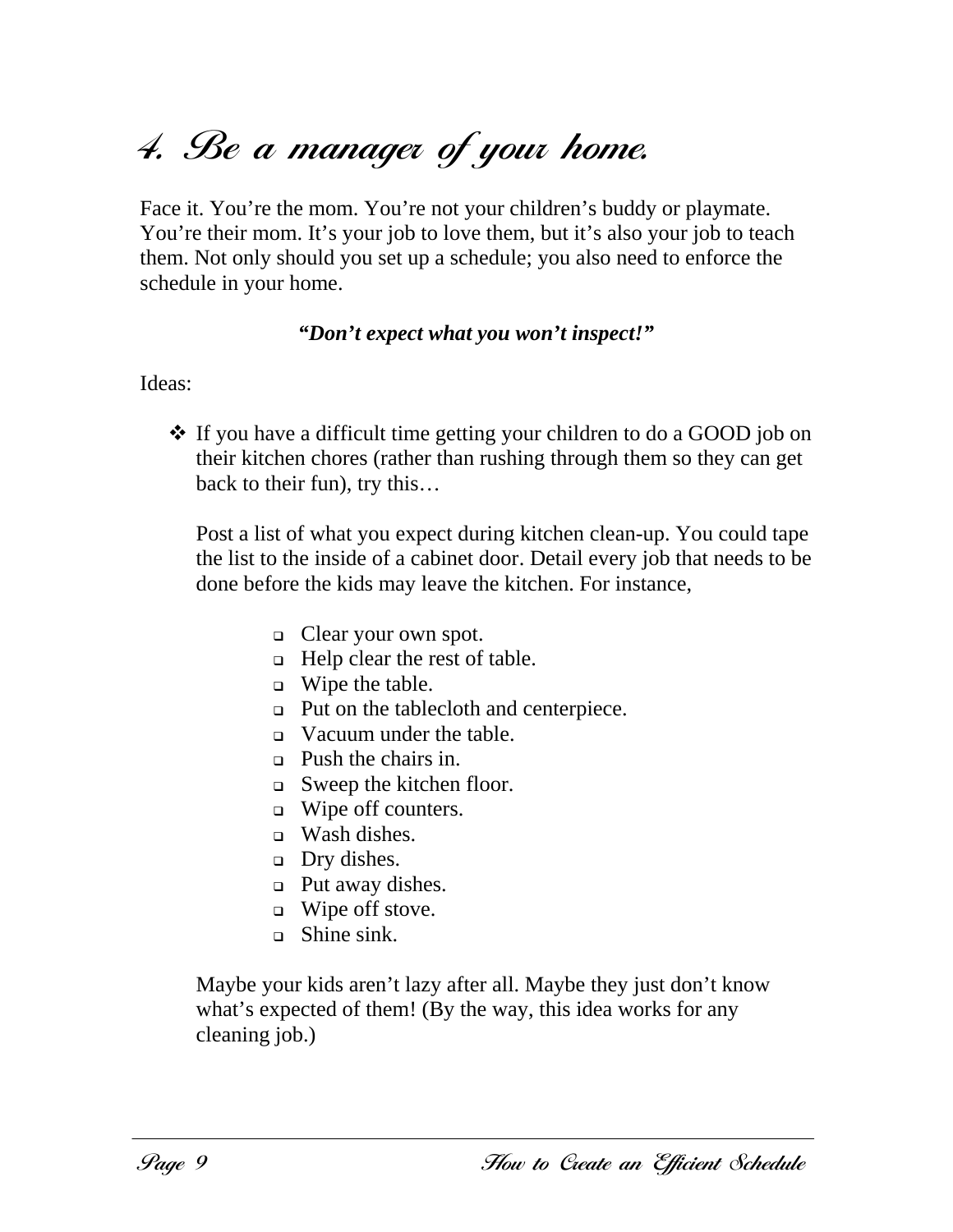# 4. Be a manager of your home.

Face it. You’re the mom. You’re not your children’s buddy or playmate. You’re their mom. It’s your job to love them, but it’s also your job to teach them. Not only should you set up a schedule; you also need to enforce the schedule in your home.

***“Don’t expect what you won’t inspect!”***

Ideas:

- If you have a difficult time getting your children to do a GOOD job on their kitchen chores (rather than rushing through them so they can get back to their fun), try this…

  Post a list of what you expect during kitchen clean-up. You could tape the list to the inside of a cabinet door. Detail every job that needs to be done before the kids may leave the kitchen. For instance,

  - Clear your own spot.
  - Help clear the rest of table.
  - Wipe the table.
  - Put on the tablecloth and centerpiece.
  - Vacuum under the table.
  - Push the chairs in.
  - Sweep the kitchen floor.
  - Wipe off counters.
  - Wash dishes.
  - Dry dishes.
  - Put away dishes.
  - Wipe off stove.
  - Shine sink.

  Maybe your kids aren’t lazy after all. Maybe they just don’t know what’s expected of them! (By the way, this idea works for any cleaning job.)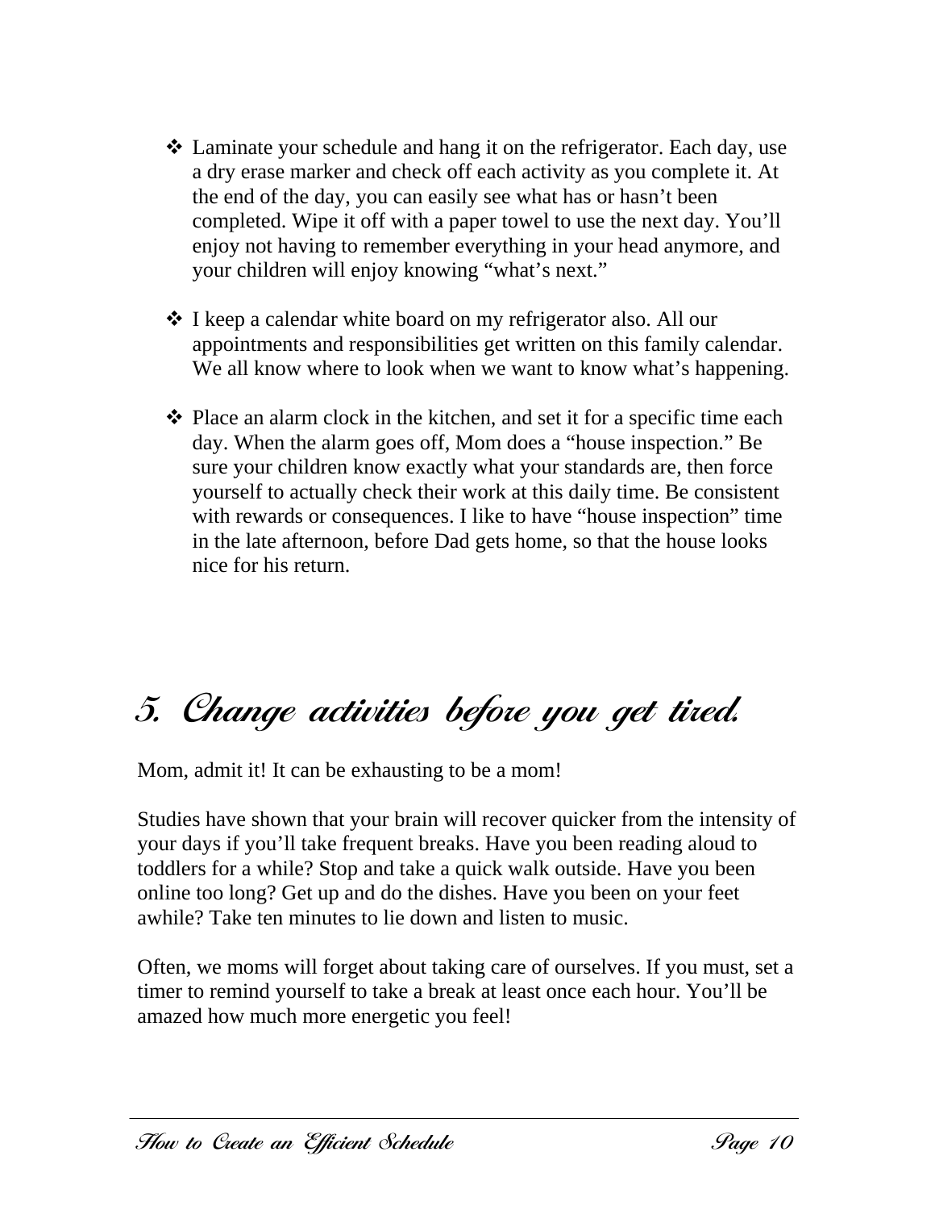- Laminate your schedule and hang it on the refrigerator. Each day, use a dry erase marker and check off each activity as you complete it. At the end of the day, you can easily see what has or hasn't been completed. Wipe it off with a paper towel to use the next day. You'll enjoy not having to remember everything in your head anymore, and your children will enjoy knowing "what's next."

- I keep a calendar white board on my refrigerator also. All our appointments and responsibilities get written on this family calendar. We all know where to look when we want to know what's happening.

- Place an alarm clock in the kitchen, and set it for a specific time each day. When the alarm goes off, Mom does a "house inspection." Be sure your children know exactly what your standards are, then force yourself to actually check their work at this daily time. Be consistent with rewards or consequences. I like to have "house inspection" time in the late afternoon, before Dad gets home, so that the house looks nice for his return.

## 5. Change activities before you get tired.

Mom, admit it! It can be exhausting to be a mom!

Studies have shown that your brain will recover quicker from the intensity of your days if you'll take frequent breaks. Have you been reading aloud to toddlers for a while? Stop and take a quick walk outside. Have you been online too long? Get up and do the dishes. Have you been on your feet awhile? Take ten minutes to lie down and listen to music.

Often, we moms will forget about taking care of ourselves. If you must, set a timer to remind yourself to take a break at least once each hour. You'll be amazed how much more energetic you feel!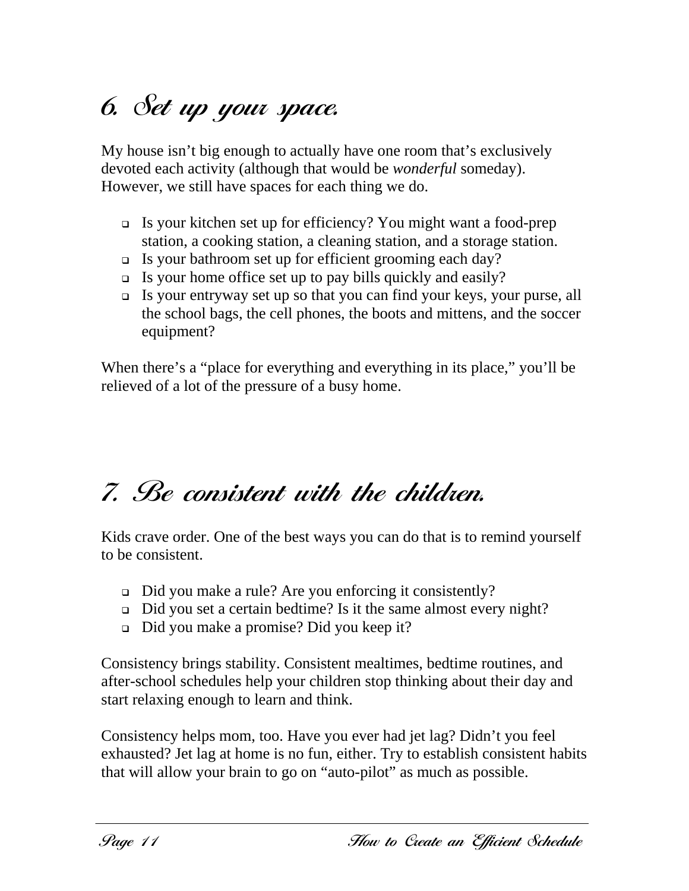## 6. Set up your space.

My house isn't big enough to actually have one room that's exclusively devoted each activity (although that would be *wonderful* someday). However, we still have spaces for each thing we do.

- Is your kitchen set up for efficiency? You might want a food-prep station, a cooking station, a cleaning station, and a storage station.
- Is your bathroom set up for efficient grooming each day?
- Is your home office set up to pay bills quickly and easily?
- Is your entryway set up so that you can find your keys, your purse, all the school bags, the cell phones, the boots and mittens, and the soccer equipment?

When there's a "place for everything and everything in its place," you'll be relieved of a lot of the pressure of a busy home.

## 7. Be consistent with the children.

Kids crave order. One of the best ways you can do that is to remind yourself to be consistent.

- Did you make a rule? Are you enforcing it consistently?
- Did you set a certain bedtime? Is it the same almost every night?
- Did you make a promise? Did you keep it?

Consistency brings stability. Consistent mealtimes, bedtime routines, and after-school schedules help your children stop thinking about their day and start relaxing enough to learn and think.

Consistency helps mom, too. Have you ever had jet lag? Didn't you feel exhausted? Jet lag at home is no fun, either. Try to establish consistent habits that will allow your brain to go on "auto-pilot" as much as possible.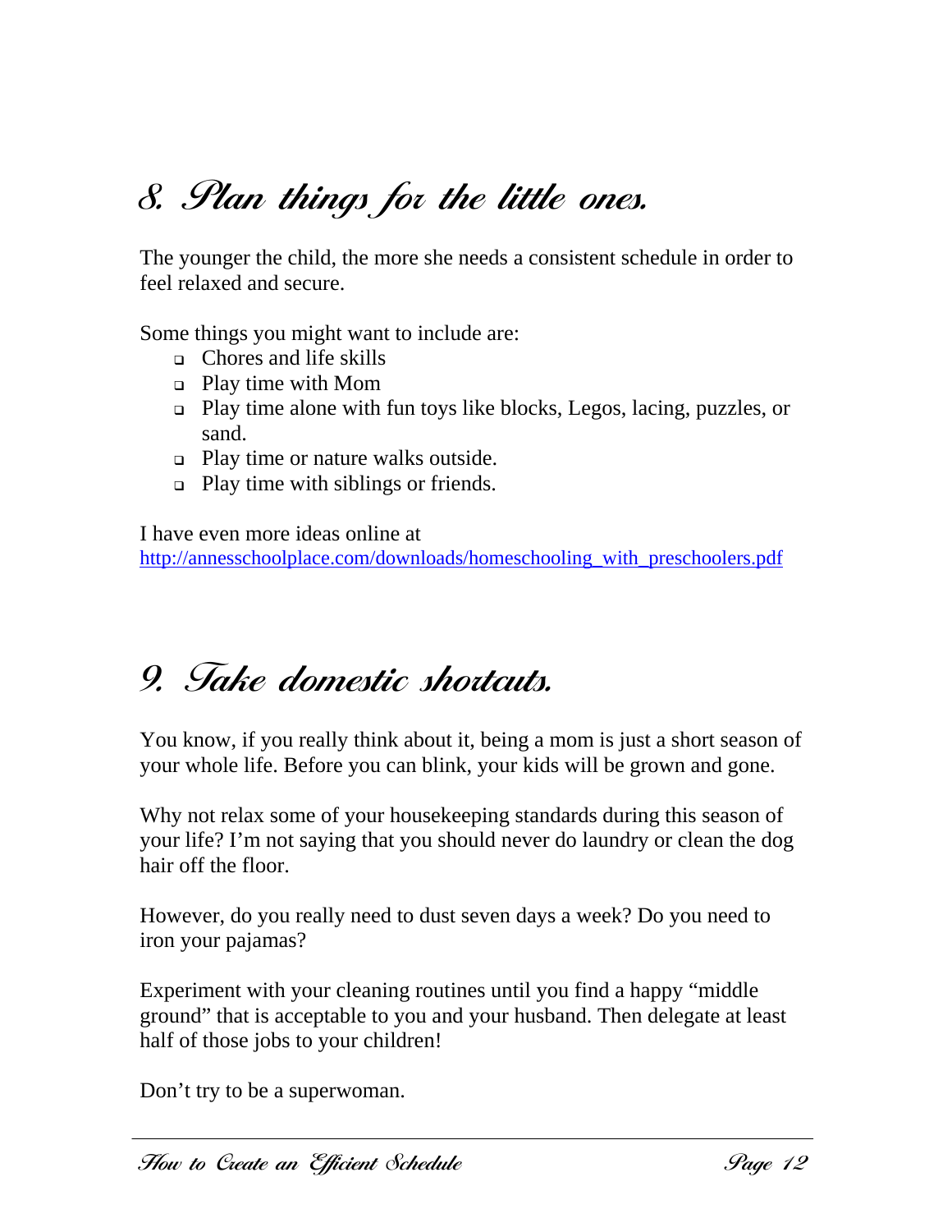# 8. Plan things for the little ones.

The younger the child, the more she needs a consistent schedule in order to feel relaxed and secure.

Some things you might want to include are:

- Chores and life skills
- Play time with Mom
- Play time alone with fun toys like blocks, Legos, lacing, puzzles, or sand.
- Play time or nature walks outside.
- Play time with siblings or friends.

I have even more ideas online at
[http://annesschoolplace.com/downloads/homeschooling_with_preschoolers.pdf](http://annesschoolplace.com/downloads/homeschooling_with_preschoolers.pdf)

# 9. Take domestic shortcuts.

You know, if you really think about it, being a mom is just a short season of your whole life. Before you can blink, your kids will be grown and gone.

Why not relax some of your housekeeping standards during this season of your life? I'm not saying that you should never do laundry or clean the dog hair off the floor.

However, do you really need to dust seven days a week? Do you need to iron your pajamas?

Experiment with your cleaning routines until you find a happy "middle ground" that is acceptable to you and your husband. Then delegate at least half of those jobs to your children!

Don't try to be a superwoman.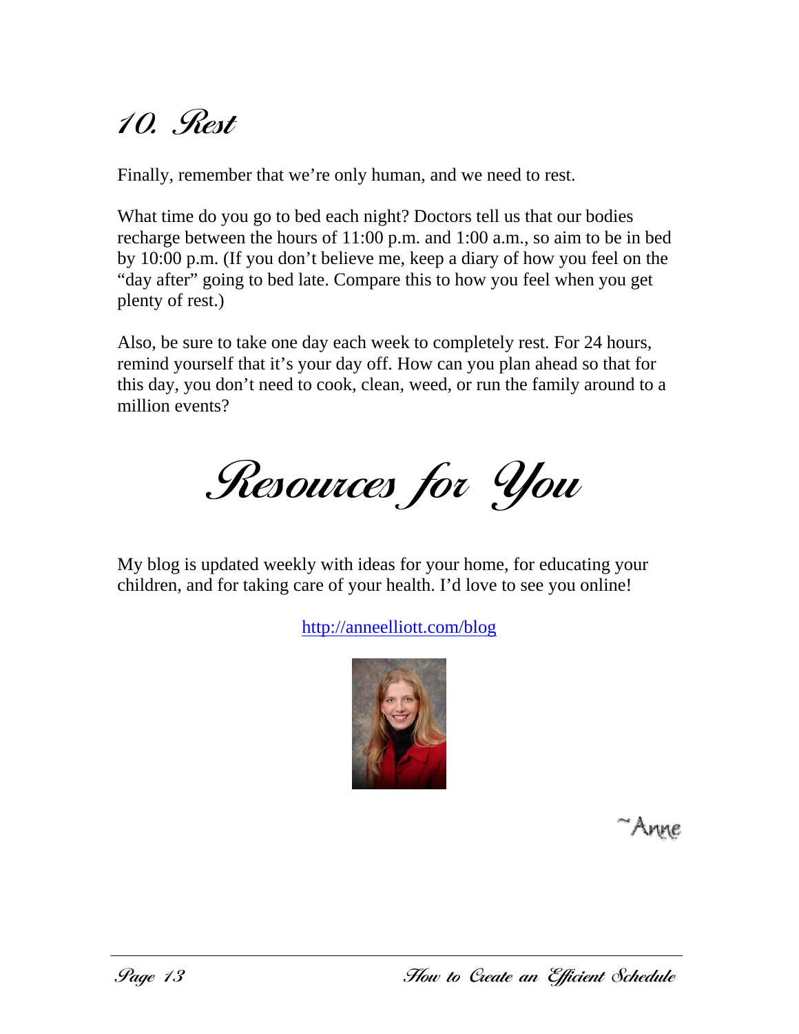## 10. Rest

Finally, remember that we're only human, and we need to rest.

What time do you go to bed each night? Doctors tell us that our bodies recharge between the hours of 11:00 p.m. and 1:00 a.m., so aim to be in bed by 10:00 p.m. (If you don't believe me, keep a diary of how you feel on the "day after" going to bed late. Compare this to how you feel when you get plenty of rest.)

Also, be sure to take one day each week to completely rest. For 24 hours, remind yourself that it's your day off. How can you plan ahead so that for this day, you don't need to cook, clean, weed, or run the family around to a million events?

# Resources for You

My blog is updated weekly with ideas for your home, for educating your children, and for taking care of your health. I'd love to see you online!

http://anneelliott.com/blog

~Anne